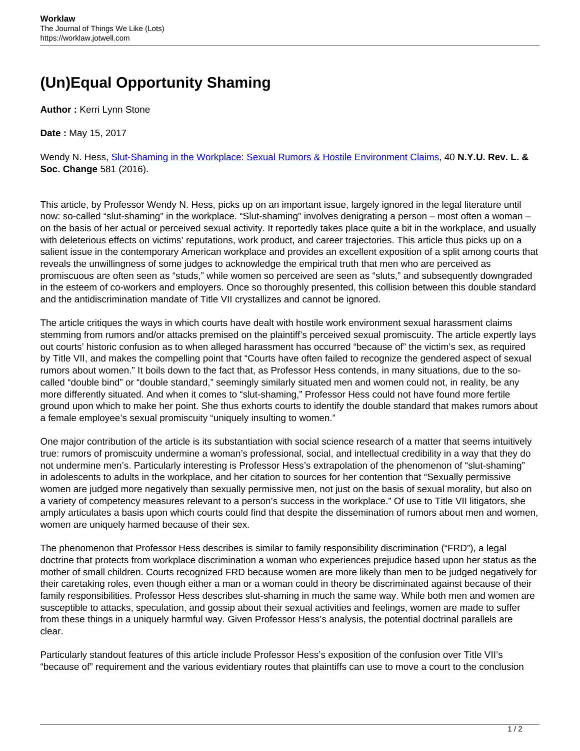# (Un)Equal Opportunity Shaming

**Author :** Kerri Lynn Stone

**Date :** May 15, 2017

Wendy N. Hess, [Slut-Shaming in the Workplace: Sexual Rumors & Hostile Environment Claims](), 40 **N.Y.U. Rev. L. & Soc. Change** 581 (2016).

This article, by Professor Wendy N. Hess, picks up on an important issue, largely ignored in the legal literature until now: so-called "slut-shaming" in the workplace. "Slut-shaming" involves denigrating a person – most often a woman – on the basis of her actual or perceived sexual activity. It reportedly takes place quite a bit in the workplace, and usually with deleterious effects on victims' reputations, work product, and career trajectories. This article thus picks up on a salient issue in the contemporary American workplace and provides an excellent exposition of a split among courts that reveals the unwillingness of some judges to acknowledge the empirical truth that men who are perceived as promiscuous are often seen as "studs," while women so perceived are seen as "sluts," and subsequently downgraded in the esteem of co-workers and employers. Once so thoroughly presented, this collision between this double standard and the antidiscrimination mandate of Title VII crystallizes and cannot be ignored.

The article critiques the ways in which courts have dealt with hostile work environment sexual harassment claims stemming from rumors and/or attacks premised on the plaintiff's perceived sexual promiscuity. The article expertly lays out courts' historic confusion as to when alleged harassment has occurred "because of" the victim's sex, as required by Title VII, and makes the compelling point that "Courts have often failed to recognize the gendered aspect of sexual rumors about women." It boils down to the fact that, as Professor Hess contends, in many situations, due to the so-called "double bind" or "double standard," seemingly similarly situated men and women could not, in reality, be any more differently situated. And when it comes to "slut-shaming," Professor Hess could not have found more fertile ground upon which to make her point. She thus exhorts courts to identify the double standard that makes rumors about a female employee's sexual promiscuity "uniquely insulting to women."

One major contribution of the article is its substantiation with social science research of a matter that seems intuitively true: rumors of promiscuity undermine a woman's professional, social, and intellectual credibility in a way that they do not undermine men's. Particularly interesting is Professor Hess's extrapolation of the phenomenon of "slut-shaming" in adolescents to adults in the workplace, and her citation to sources for her contention that "Sexually permissive women are judged more negatively than sexually permissive men, not just on the basis of sexual morality, but also on a variety of competency measures relevant to a person's success in the workplace." Of use to Title VII litigators, she amply articulates a basis upon which courts could find that despite the dissemination of rumors about men and women, women are uniquely harmed because of their sex.

The phenomenon that Professor Hess describes is similar to family responsibility discrimination ("FRD"), a legal doctrine that protects from workplace discrimination a woman who experiences prejudice based upon her status as the mother of small children. Courts recognized FRD because women are more likely than men to be judged negatively for their caretaking roles, even though either a man or a woman could in theory be discriminated against because of their family responsibilities. Professor Hess describes slut-shaming in much the same way. While both men and women are susceptible to attacks, speculation, and gossip about their sexual activities and feelings, women are made to suffer from these things in a uniquely harmful way. Given Professor Hess's analysis, the potential doctrinal parallels are clear.

Particularly standout features of this article include Professor Hess's exposition of the confusion over Title VII's "because of" requirement and the various evidentiary routes that plaintiffs can use to move a court to the conclusion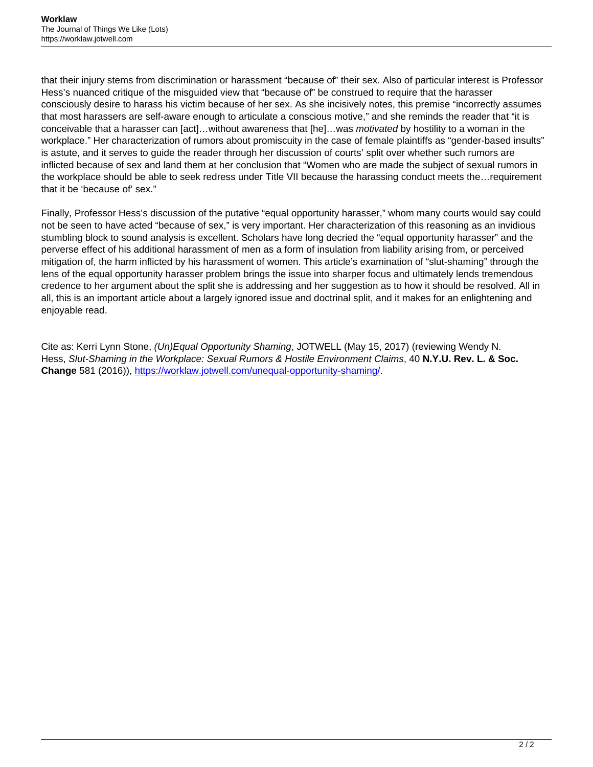that their injury stems from discrimination or harassment "because of" their sex. Also of particular interest is Professor Hess's nuanced critique of the misguided view that "because of" be construed to require that the harasser consciously desire to harass his victim because of her sex. As she incisively notes, this premise "incorrectly assumes that most harassers are self-aware enough to articulate a conscious motive," and she reminds the reader that "it is conceivable that a harasser can [act]…without awareness that [he]…was *motivated* by hostility to a woman in the workplace." Her characterization of rumors about promiscuity in the case of female plaintiffs as "gender-based insults" is astute, and it serves to guide the reader through her discussion of courts' split over whether such rumors are inflicted because of sex and land them at her conclusion that "Women who are made the subject of sexual rumors in the workplace should be able to seek redress under Title VII because the harassing conduct meets the…requirement that it be 'because of' sex."

Finally, Professor Hess's discussion of the putative "equal opportunity harasser," whom many courts would say could not be seen to have acted "because of sex," is very important. Her characterization of this reasoning as an invidious stumbling block to sound analysis is excellent. Scholars have long decried the "equal opportunity harasser" and the perverse effect of his additional harassment of men as a form of insulation from liability arising from, or perceived mitigation of, the harm inflicted by his harassment of women. This article's examination of "slut-shaming" through the lens of the equal opportunity harasser problem brings the issue into sharper focus and ultimately lends tremendous credence to her argument about the split she is addressing and her suggestion as to how it should be resolved. All in all, this is an important article about a largely ignored issue and doctrinal split, and it makes for an enlightening and enjoyable read.

Cite as: Kerri Lynn Stone, *(Un)Equal Opportunity Shaming*, JOTWELL (May 15, 2017) (reviewing Wendy N. Hess, *Slut-Shaming in the Workplace: Sexual Rumors & Hostile Environment Claims*, 40 **N.Y.U. Rev. L. & Soc. Change** 581 (2016)), https://worklaw.jotwell.com/unequal-opportunity-shaming/.